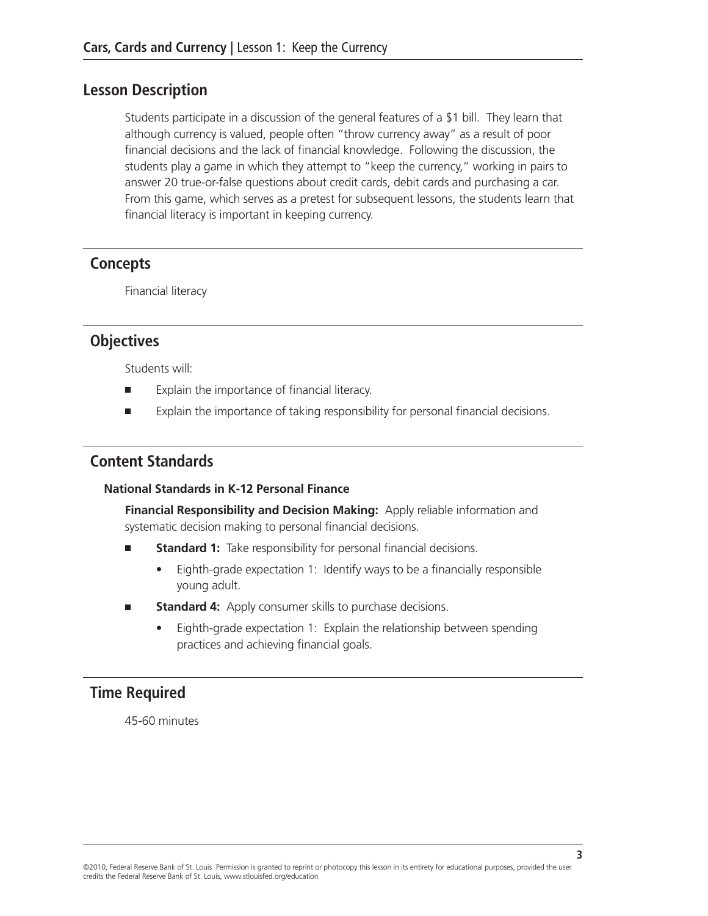## Lesson Description

Students participate in a discussion of the general features of a $1 bill. They learn that although currency is valued, people often "throw currency away" as a result of poor financial decisions and the lack of financial knowledge. Following the discussion, the students play a game in which they attempt to "keep the currency," working in pairs to answer 20 true-or-false questions about credit cards, debit cards and purchasing a car. From this game, which serves as a pretest for subsequent lessons, the students learn that financial literacy is important in keeping currency.

## Concepts

Financial literacy

## Objectives

Students will:

- Explain the importance of financial literacy.
- Explain the importance of taking responsibility for personal financial decisions.

## Content Standards

### National Standards in K-12 Personal Finance

**Financial Responsibility and Decision Making:** Apply reliable information and systematic decision making to personal financial decisions.

- **Standard 1:** Take responsibility for personal financial decisions.
  - Eighth-grade expectation 1: Identify ways to be a financially responsible young adult.
- **Standard 4:** Apply consumer skills to purchase decisions.
  - Eighth-grade expectation 1: Explain the relationship between spending practices and achieving financial goals.

## Time Required

45-60 minutes

©2010, Federal Reserve Bank of St. Louis Permission is granted to reprint or photocopy this lesson in its entirety for educational purposes, provided the user credits the Federal Reserve Bank of St. Louis, www.stlouisfed.org/education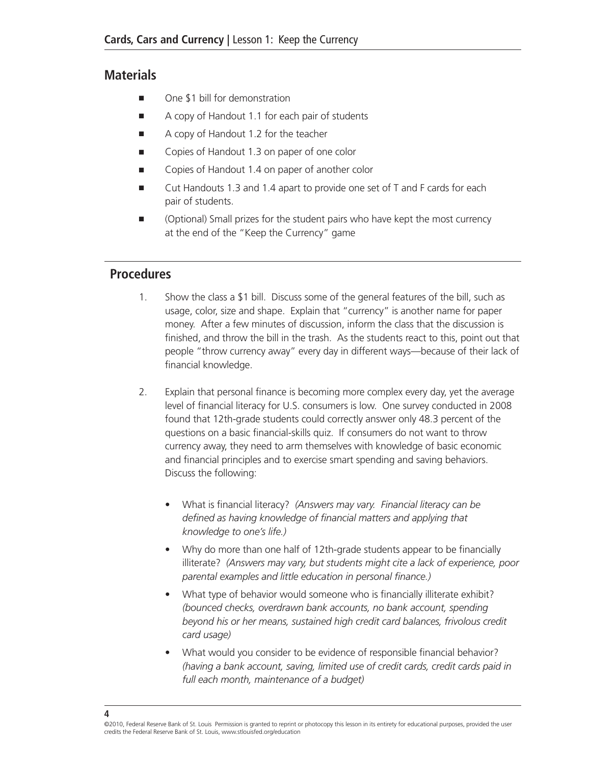## Materials

- One $1 bill for demonstration
- A copy of Handout 1.1 for each pair of students
- A copy of Handout 1.2 for the teacher
- Copies of Handout 1.3 on paper of one color
- Copies of Handout 1.4 on paper of another color
- Cut Handouts 1.3 and 1.4 apart to provide one set of T and F cards for each pair of students.
- (Optional) Small prizes for the student pairs who have kept the most currency at the end of the "Keep the Currency" game

## Procedures

1. Show the class a $1 bill. Discuss some of the general features of the bill, such as usage, color, size and shape. Explain that "currency" is another name for paper money. After a few minutes of discussion, inform the class that the discussion is finished, and throw the bill in the trash. As the students react to this, point out that people "throw currency away" every day in different ways—because of their lack of financial knowledge.

2. Explain that personal finance is becoming more complex every day, yet the average level of financial literacy for U.S. consumers is low. One survey conducted in 2008 found that 12th-grade students could correctly answer only 48.3 percent of the questions on a basic financial-skills quiz. If consumers do not want to throw currency away, they need to arm themselves with knowledge of basic economic and financial principles and to exercise smart spending and saving behaviors. Discuss the following:

   - What is financial literacy? *(Answers may vary. Financial literacy can be defined as having knowledge of financial matters and applying that knowledge to one's life.)*
   - Why do more than one half of 12th-grade students appear to be financially illiterate? *(Answers may vary, but students might cite a lack of experience, poor parental examples and little education in personal finance.)*
   - What type of behavior would someone who is financially illiterate exhibit? *(bounced checks, overdrawn bank accounts, no bank account, spending beyond his or her means, sustained high credit card balances, frivolous credit card usage)*
   - What would you consider to be evidence of responsible financial behavior? *(having a bank account, saving, limited use of credit cards, credit cards paid in full each month, maintenance of a budget)*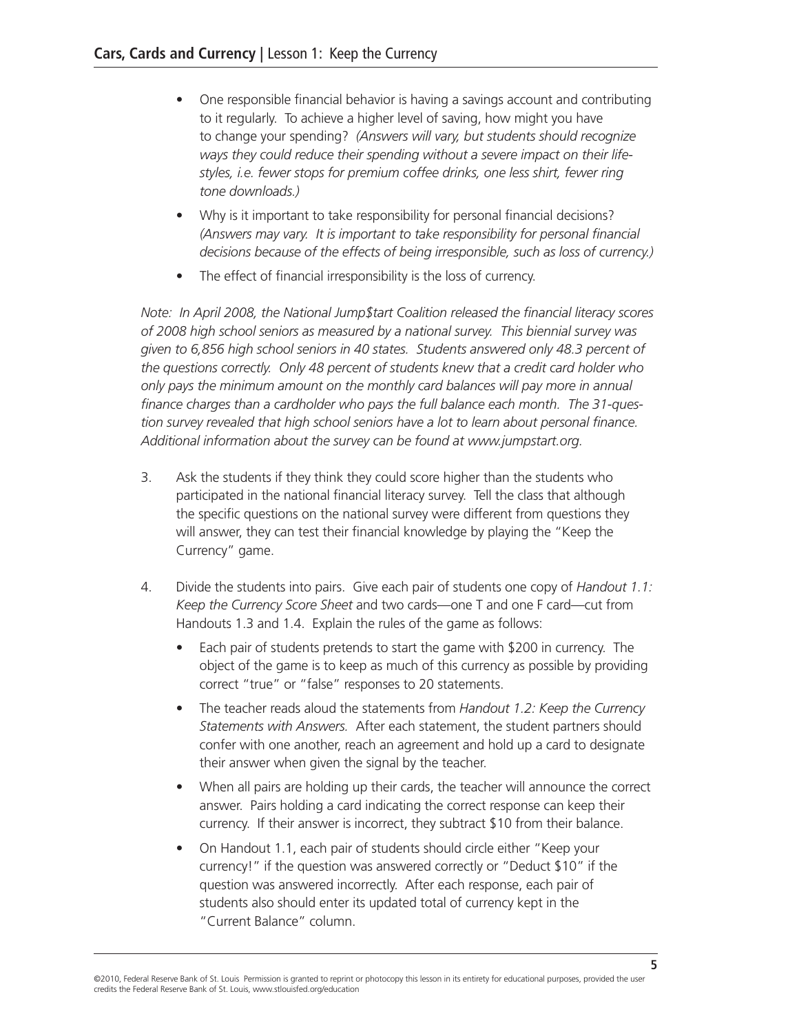- One responsible financial behavior is having a savings account and contributing to it regularly. To achieve a higher level of saving, how might you have to change your spending? *(Answers will vary, but students should recognize ways they could reduce their spending without a severe impact on their life-styles, i.e. fewer stops for premium coffee drinks, one less shirt, fewer ring tone downloads.)*
- Why is it important to take responsibility for personal financial decisions? *(Answers may vary. It is important to take responsibility for personal financial decisions because of the effects of being irresponsible, such as loss of currency.)*
- The effect of financial irresponsibility is the loss of currency.

*Note: In April 2008, the National Jump$tart Coalition released the financial literacy scores of 2008 high school seniors as measured by a national survey. This biennial survey was given to 6,856 high school seniors in 40 states. Students answered only 48.3 percent of the questions correctly. Only 48 percent of students knew that a credit card holder who only pays the minimum amount on the monthly card balances will pay more in annual finance charges than a cardholder who pays the full balance each month. The 31-question survey revealed that high school seniors have a lot to learn about personal finance. Additional information about the survey can be found at www.jumpstart.org.*

3. Ask the students if they think they could score higher than the students who participated in the national financial literacy survey. Tell the class that although the specific questions on the national survey were different from questions they will answer, they can test their financial knowledge by playing the "Keep the Currency" game.

4. Divide the students into pairs. Give each pair of students one copy of *Handout 1.1: Keep the Currency Score Sheet* and two cards—one T and one F card—cut from Handouts 1.3 and 1.4. Explain the rules of the game as follows:
   - Each pair of students pretends to start the game with $200 in currency. The object of the game is to keep as much of this currency as possible by providing correct "true" or "false" responses to 20 statements.
   - The teacher reads aloud the statements from *Handout 1.2: Keep the Currency Statements with Answers.* After each statement, the student partners should confer with one another, reach an agreement and hold up a card to designate their answer when given the signal by the teacher.
   - When all pairs are holding up their cards, the teacher will announce the correct answer. Pairs holding a card indicating the correct response can keep their currency. If their answer is incorrect, they subtract $10 from their balance.
   - On Handout 1.1, each pair of students should circle either "Keep your currency!" if the question was answered correctly or "Deduct $10" if the question was answered incorrectly. After each response, each pair of students also should enter its updated total of currency kept in the "Current Balance" column.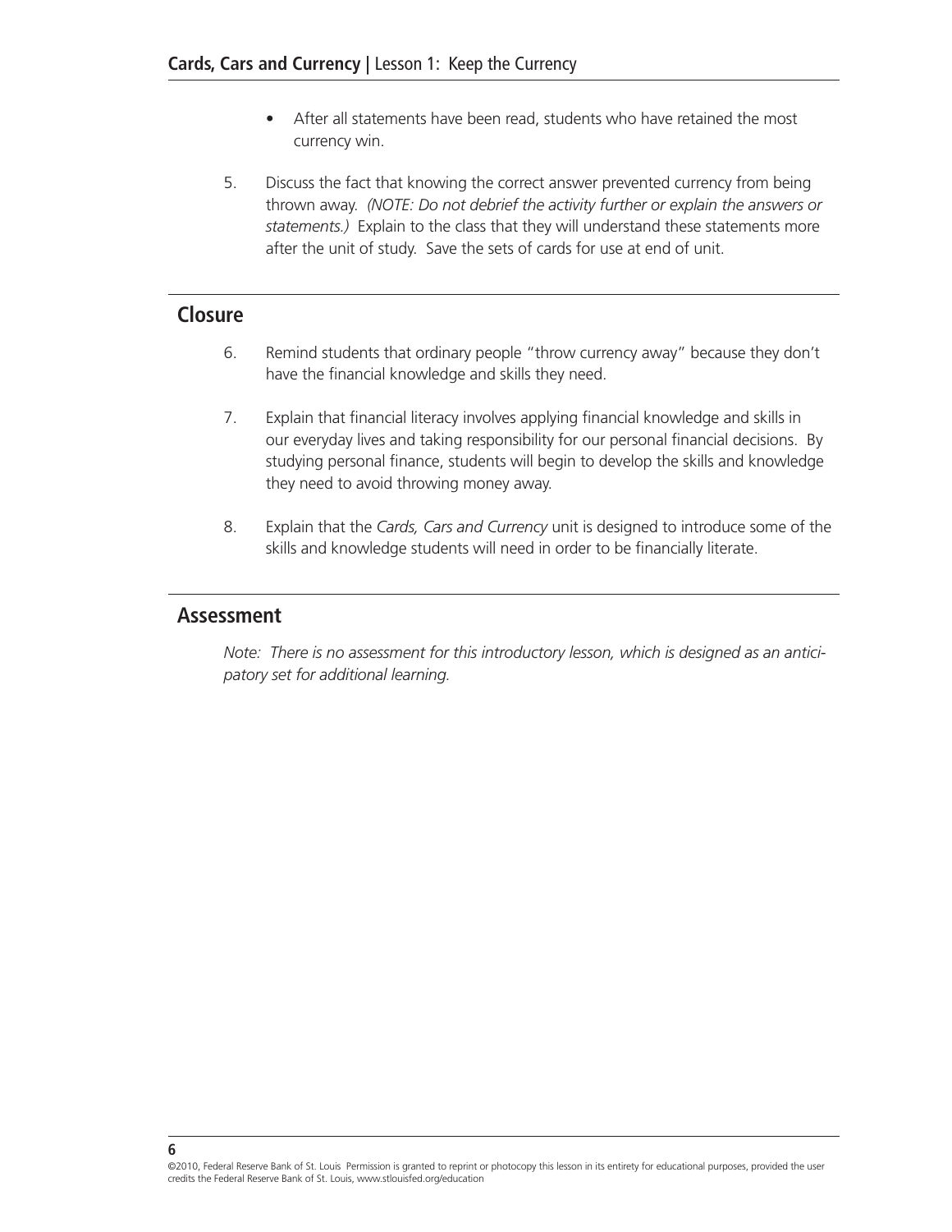- After all statements have been read, students who have retained the most currency win.

5. Discuss the fact that knowing the correct answer prevented currency from being thrown away. *(NOTE: Do not debrief the activity further or explain the answers or statements.)* Explain to the class that they will understand these statements more after the unit of study. Save the sets of cards for use at end of unit.

## Closure

6. Remind students that ordinary people "throw currency away" because they don't have the financial knowledge and skills they need.

7. Explain that financial literacy involves applying financial knowledge and skills in our everyday lives and taking responsibility for our personal financial decisions. By studying personal finance, students will begin to develop the skills and knowledge they need to avoid throwing money away.

8. Explain that the *Cards, Cars and Currency* unit is designed to introduce some of the skills and knowledge students will need in order to be financially literate.

## Assessment

*Note: There is no assessment for this introductory lesson, which is designed as an anticipatory set for additional learning.*

©2010, Federal Reserve Bank of St. Louis Permission is granted to reprint or photocopy this lesson in its entirety for educational purposes, provided the user credits the Federal Reserve Bank of St. Louis, www.stlouisfed.org/education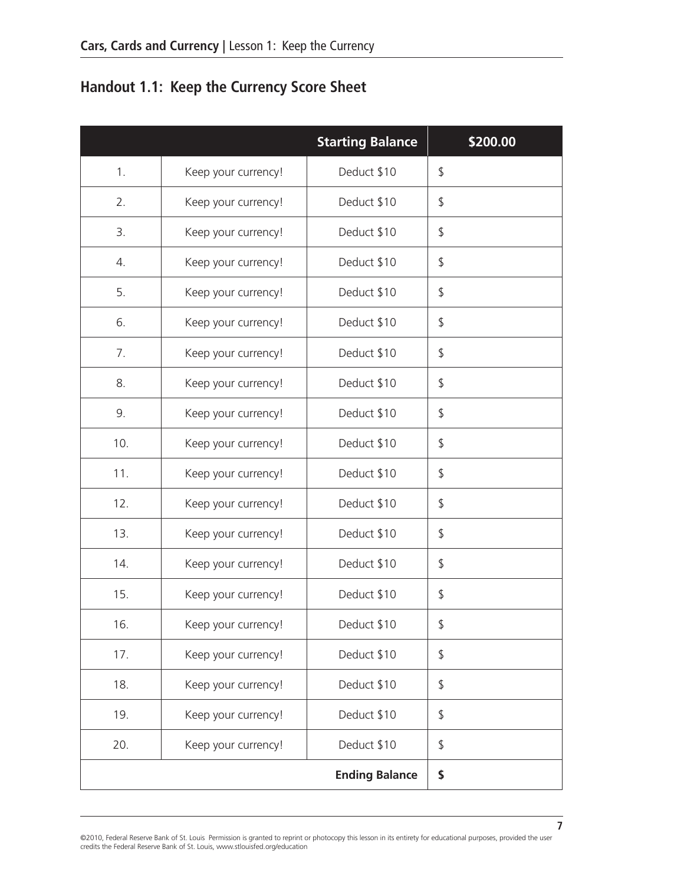## Handout 1.1: Keep the Currency Score Sheet

| | | Starting Balance | $200.00 |
|---|---|---|---|
| 1. | Keep your currency! | Deduct $10 | $ |
| 2. | Keep your currency! | Deduct $10 | $ |
| 3. | Keep your currency! | Deduct $10 | $ |
| 4. | Keep your currency! | Deduct $10 | $ |
| 5. | Keep your currency! | Deduct $10 | $ |
| 6. | Keep your currency! | Deduct $10 | $ |
| 7. | Keep your currency! | Deduct $10 | $ |
| 8. | Keep your currency! | Deduct $10 | $ |
| 9. | Keep your currency! | Deduct $10 | $ |
| 10. | Keep your currency! | Deduct $10 | $ |
| 11. | Keep your currency! | Deduct $10 | $ |
| 12. | Keep your currency! | Deduct $10 | $ |
| 13. | Keep your currency! | Deduct $10 | $ |
| 14. | Keep your currency! | Deduct $10 | $ |
| 15. | Keep your currency! | Deduct $10 | $ |
| 16. | Keep your currency! | Deduct $10 | $ |
| 17. | Keep your currency! | Deduct $10 | $ |
| 18. | Keep your currency! | Deduct $10 | $ |
| 19. | Keep your currency! | Deduct $10 | $ |
| 20. | Keep your currency! | Deduct $10 | $ |
| | | **Ending Balance** | **$** |

©2010, Federal Reserve Bank of St. Louis Permission is granted to reprint or photocopy this lesson in its entirety for educational purposes, provided the user credits the Federal Reserve Bank of St. Louis, www.stlouisfed.org/education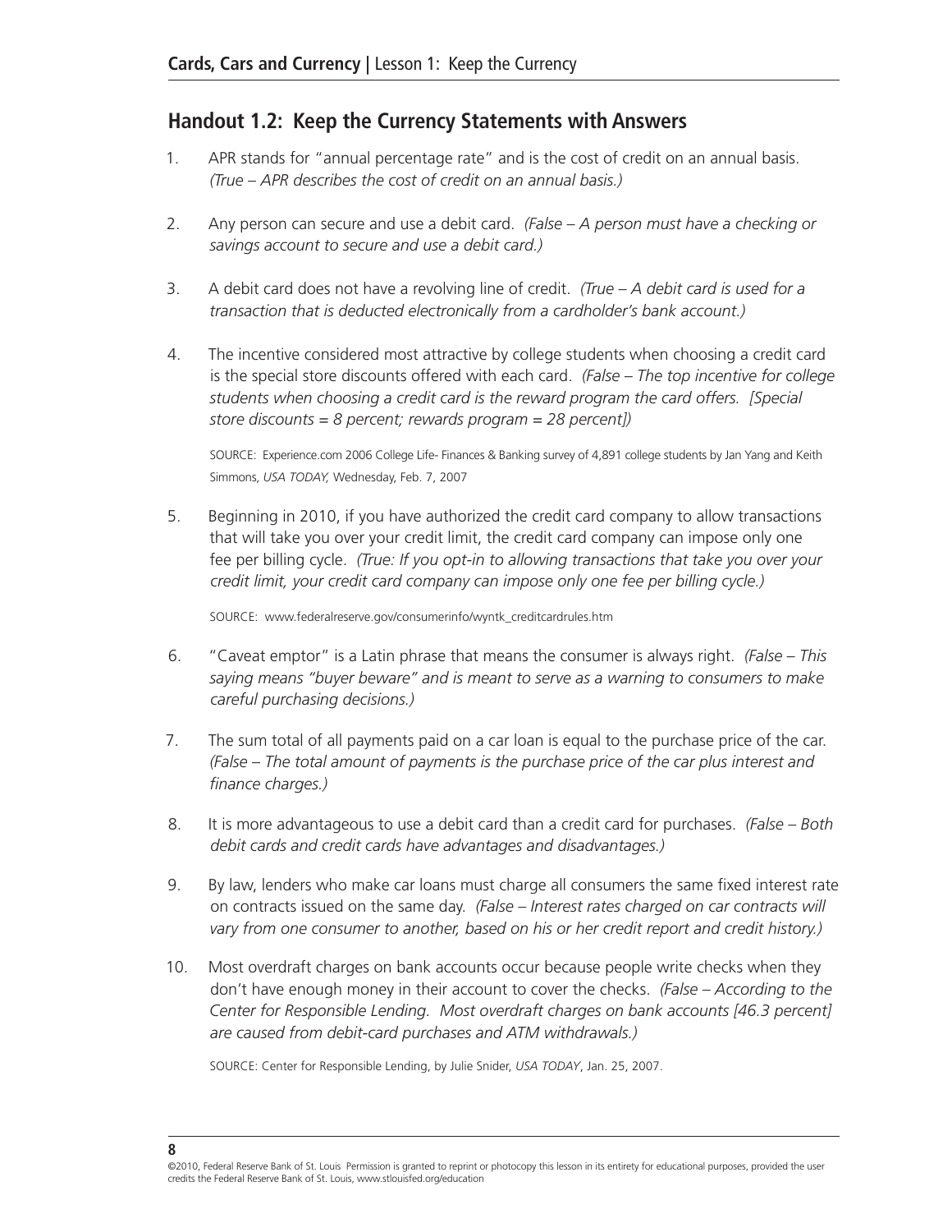## Handout 1.2: Keep the Currency Statements with Answers

1. APR stands for "annual percentage rate" and is the cost of credit on an annual basis. *(True – APR describes the cost of credit on an annual basis.)*

2. Any person can secure and use a debit card. *(False – A person must have a checking or savings account to secure and use a debit card.)*

3. A debit card does not have a revolving line of credit. *(True – A debit card is used for a transaction that is deducted electronically from a cardholder's bank account.)*

4. The incentive considered most attractive by college students when choosing a credit card is the special store discounts offered with each card. *(False – The top incentive for college students when choosing a credit card is the reward program the card offers. [Special store discounts = 8 percent; rewards program = 28 percent])*

   SOURCE: Experience.com 2006 College Life- Finances & Banking survey of 4,891 college students by Jan Yang and Keith Simmons, *USA TODAY,* Wednesday, Feb. 7, 2007

5. Beginning in 2010, if you have authorized the credit card company to allow transactions that will take you over your credit limit, the credit card company can impose only one fee per billing cycle. *(True: If you opt-in to allowing transactions that take you over your credit limit, your credit card company can impose only one fee per billing cycle.)*

   SOURCE: www.federalreserve.gov/consumerinfo/wyntk_creditcardrules.htm

6. "Caveat emptor" is a Latin phrase that means the consumer is always right. *(False – This saying means "buyer beware" and is meant to serve as a warning to consumers to make careful purchasing decisions.)*

7. The sum total of all payments paid on a car loan is equal to the purchase price of the car. *(False – The total amount of payments is the purchase price of the car plus interest and finance charges.)*

8. It is more advantageous to use a debit card than a credit card for purchases. *(False – Both debit cards and credit cards have advantages and disadvantages.)*

9. By law, lenders who make car loans must charge all consumers the same fixed interest rate on contracts issued on the same day. *(False – Interest rates charged on car contracts will vary from one consumer to another, based on his or her credit report and credit history.)*

10. Most overdraft charges on bank accounts occur because people write checks when they don't have enough money in their account to cover the checks. *(False – According to the Center for Responsible Lending. Most overdraft charges on bank accounts [46.3 percent] are caused from debit-card purchases and ATM withdrawals.)*

    SOURCE: Center for Responsible Lending, by Julie Snider, *USA TODAY*, Jan. 25, 2007.

©2010, Federal Reserve Bank of St. Louis Permission is granted to reprint or photocopy this lesson in its entirety for educational purposes, provided the user credits the Federal Reserve Bank of St. Louis, www.stlouisfed.org/education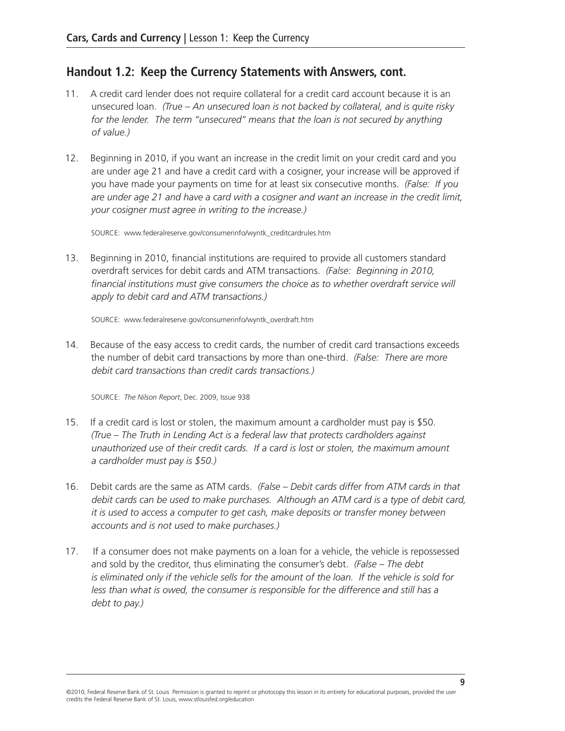## Handout 1.2: Keep the Currency Statements with Answers, cont.

11. A credit card lender does not require collateral for a credit card account because it is an unsecured loan. *(True – An unsecured loan is not backed by collateral, and is quite risky for the lender. The term "unsecured" means that the loan is not secured by anything of value.)*

12. Beginning in 2010, if you want an increase in the credit limit on your credit card and you are under age 21 and have a credit card with a cosigner, your increase will be approved if you have made your payments on time for at least six consecutive months. *(False: If you are under age 21 and have a card with a cosigner and want an increase in the credit limit, your cosigner must agree in writing to the increase.)*

    SOURCE: www.federalreserve.gov/consumerinfo/wyntk_creditcardrules.htm

13. Beginning in 2010, financial institutions are required to provide all customers standard overdraft services for debit cards and ATM transactions. *(False: Beginning in 2010, financial institutions must give consumers the choice as to whether overdraft service will apply to debit card and ATM transactions.)*

    SOURCE: www.federalreserve.gov/consumerinfo/wyntk_overdraft.htm

14. Because of the easy access to credit cards, the number of credit card transactions exceeds the number of debit card transactions by more than one-third. *(False: There are more debit card transactions than credit cards transactions.)*

    SOURCE: *The Nilson Report*, Dec. 2009, Issue 938

15. If a credit card is lost or stolen, the maximum amount a cardholder must pay is $50. *(True – The Truth in Lending Act is a federal law that protects cardholders against unauthorized use of their credit cards. If a card is lost or stolen, the maximum amount a cardholder must pay is $50.)*

16. Debit cards are the same as ATM cards. *(False – Debit cards differ from ATM cards in that debit cards can be used to make purchases. Although an ATM card is a type of debit card, it is used to access a computer to get cash, make deposits or transfer money between accounts and is not used to make purchases.)*

17. If a consumer does not make payments on a loan for a vehicle, the vehicle is repossessed and sold by the creditor, thus eliminating the consumer's debt. *(False – The debt is eliminated only if the vehicle sells for the amount of the loan. If the vehicle is sold for less than what is owed, the consumer is responsible for the difference and still has a debt to pay.)*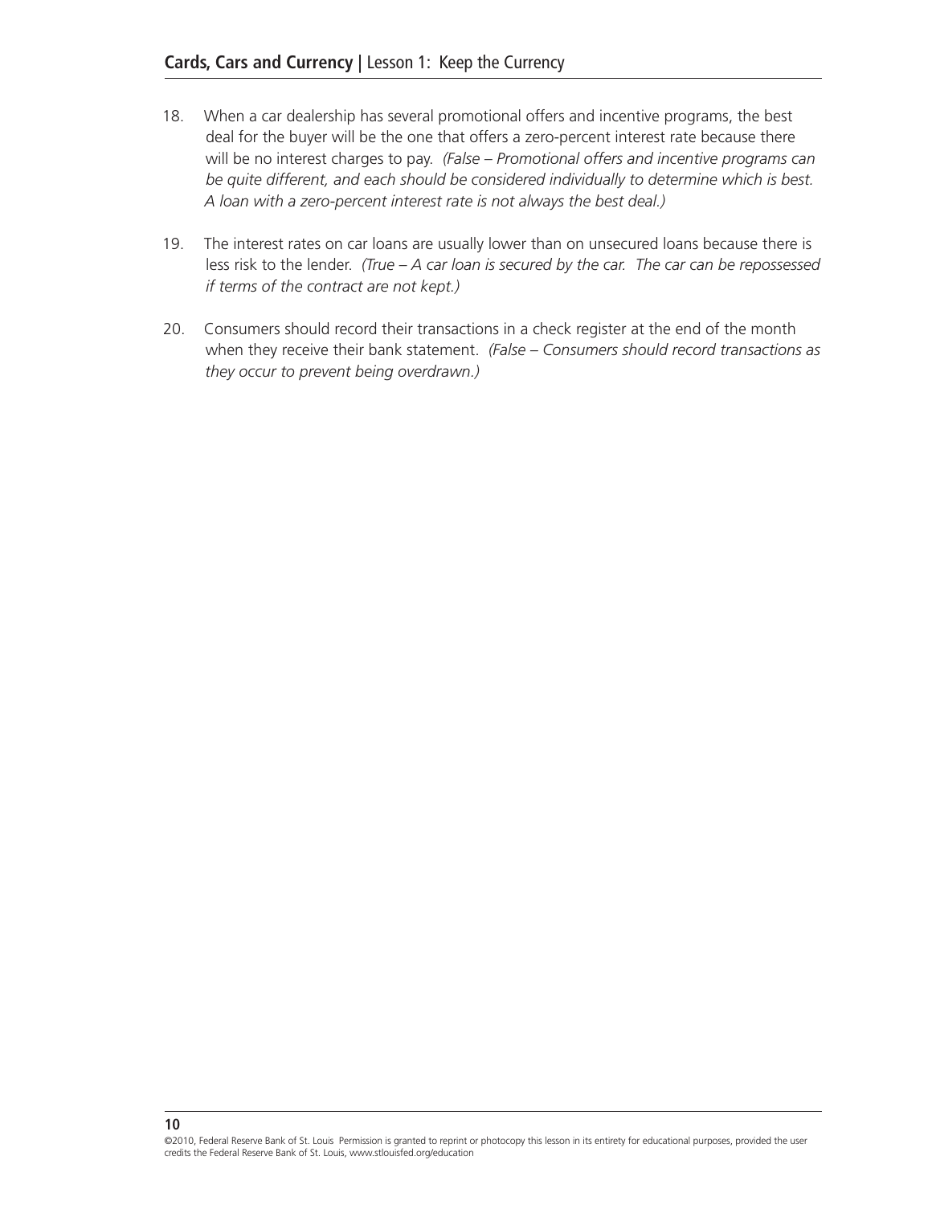18. When a car dealership has several promotional offers and incentive programs, the best deal for the buyer will be the one that offers a zero-percent interest rate because there will be no interest charges to pay. *(False – Promotional offers and incentive programs can be quite different, and each should be considered individually to determine which is best. A loan with a zero-percent interest rate is not always the best deal.)*

19. The interest rates on car loans are usually lower than on unsecured loans because there is less risk to the lender. *(True – A car loan is secured by the car. The car can be repossessed if terms of the contract are not kept.)*

20. Consumers should record their transactions in a check register at the end of the month when they receive their bank statement. *(False – Consumers should record transactions as they occur to prevent being overdrawn.)*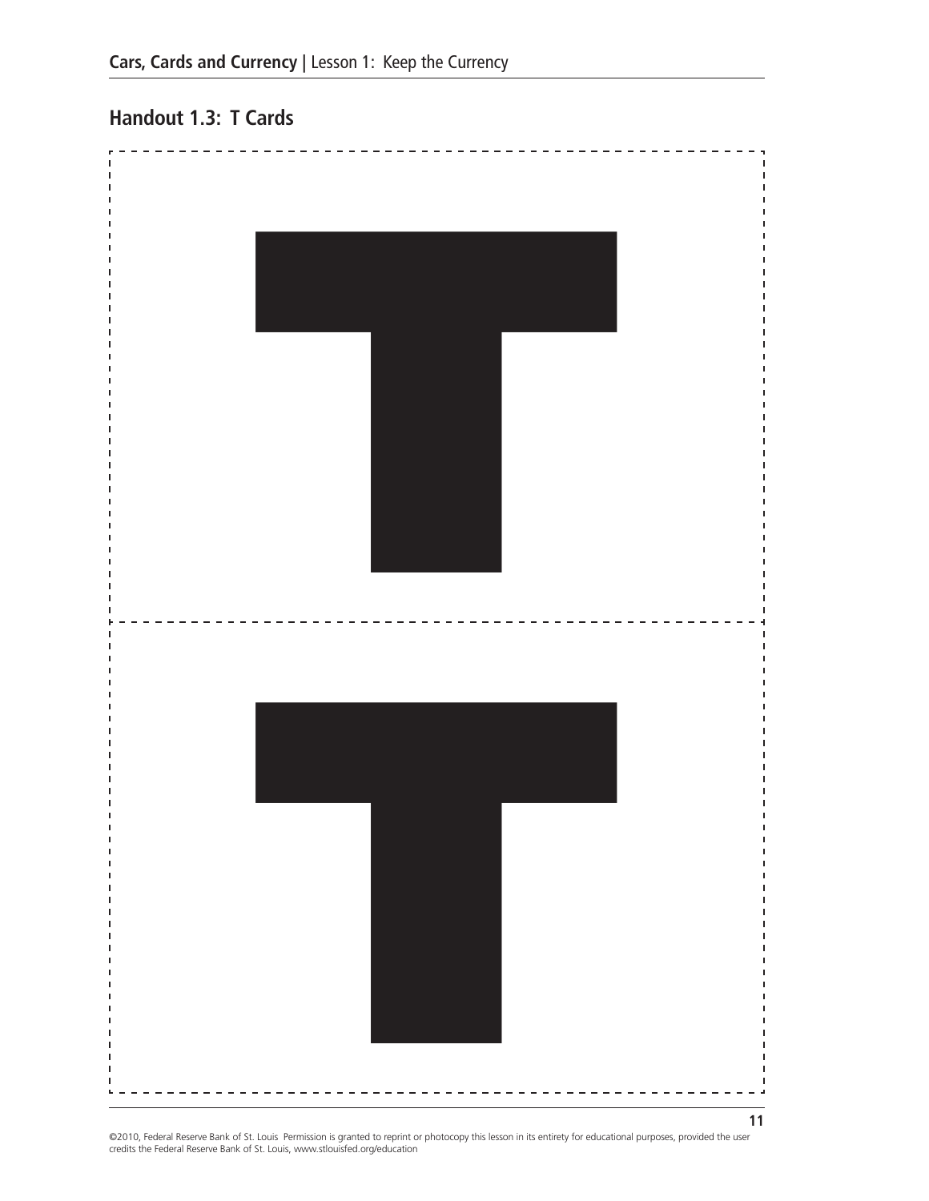## Handout 1.3: T Cards

T

T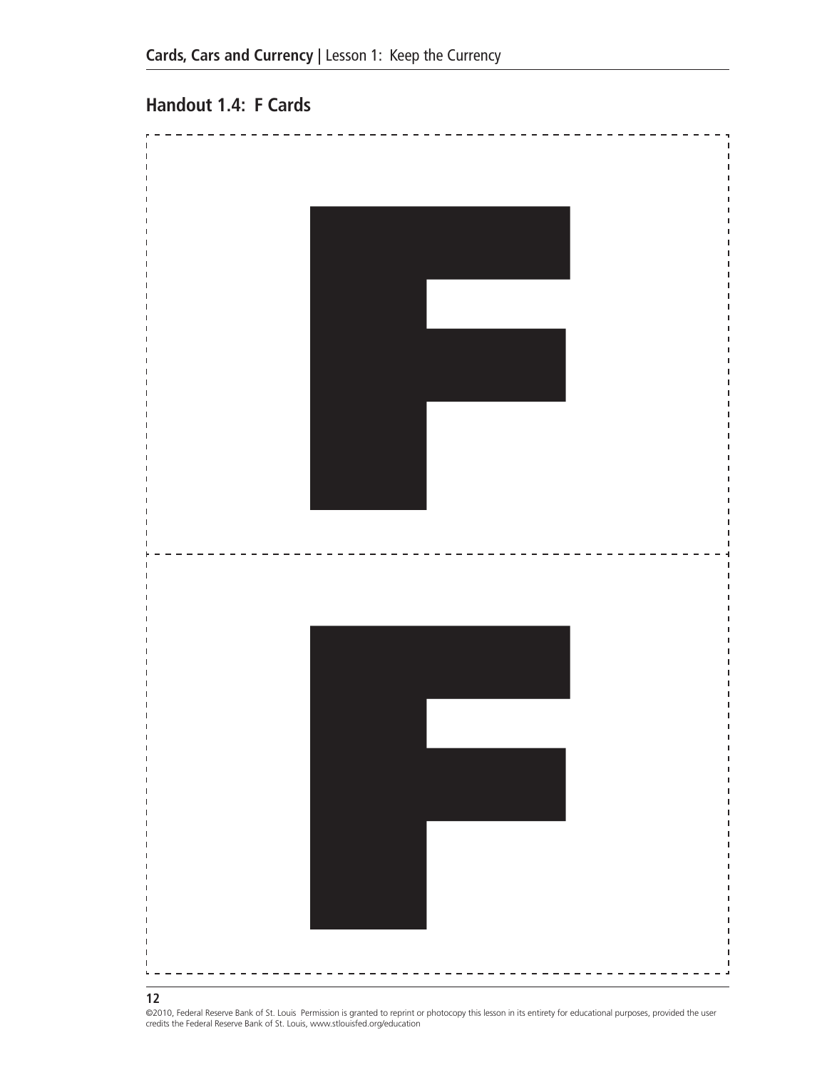## Handout 1.4: F Cards

F

F

©2010, Federal Reserve Bank of St. Louis Permission is granted to reprint or photocopy this lesson in its entirety for educational purposes, provided the user credits the Federal Reserve Bank of St. Louis, www.stlouisfed.org/education